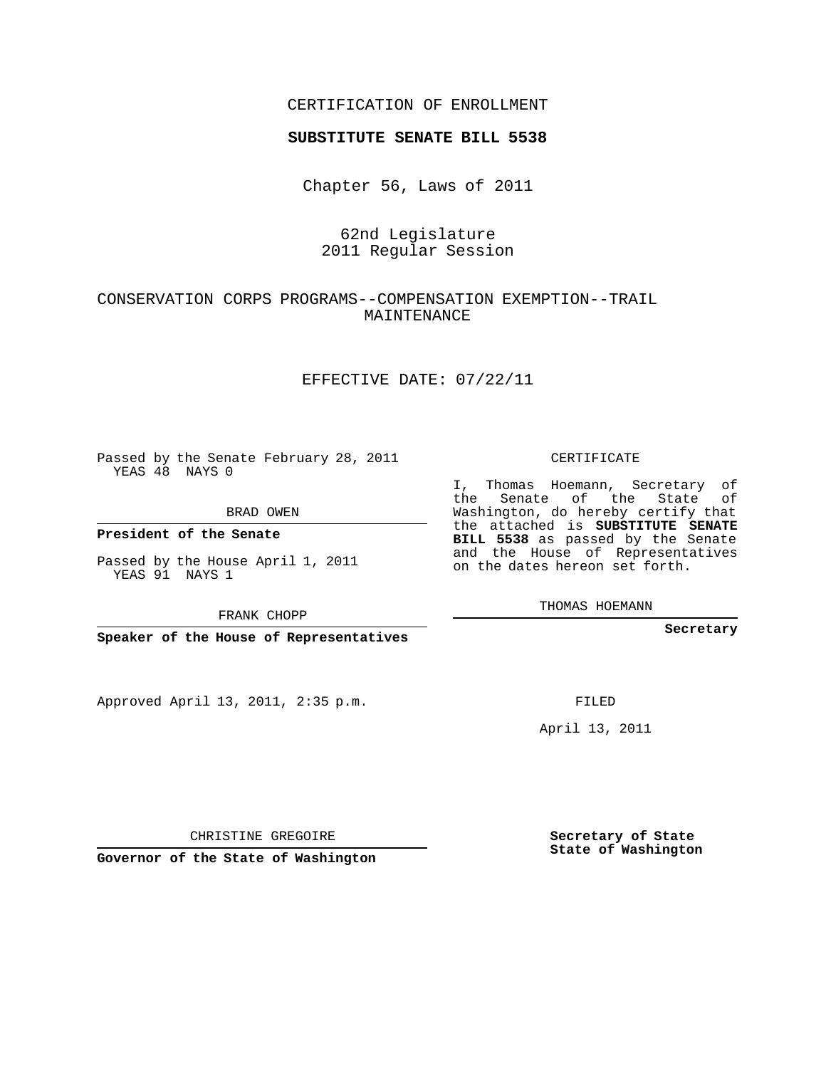CERTIFICATION OF ENROLLMENT

**SUBSTITUTE SENATE BILL 5538**

Chapter 56, Laws of 2011

62nd Legislature
2011 Regular Session

CONSERVATION CORPS PROGRAMS--COMPENSATION EXEMPTION--TRAIL MAINTENANCE

EFFECTIVE DATE: 07/22/11

Passed by the Senate February 28, 2011
YEAS 48 NAYS 0

BRAD OWEN

**President of the Senate**

Passed by the House April 1, 2011
YEAS 91 NAYS 1

FRANK CHOPP

**Speaker of the House of Representatives**

Approved April 13, 2011, 2:35 p.m.

CHRISTINE GREGOIRE

**Governor of the State of Washington**

CERTIFICATE

I, Thomas Hoemann, Secretary of the Senate of the State of Washington, do hereby certify that the attached is **SUBSTITUTE SENATE BILL 5538** as passed by the Senate and the House of Representatives on the dates hereon set forth.

THOMAS HOEMANN

**Secretary**

FILED

April 13, 2011

**Secretary of State**
**State of Washington**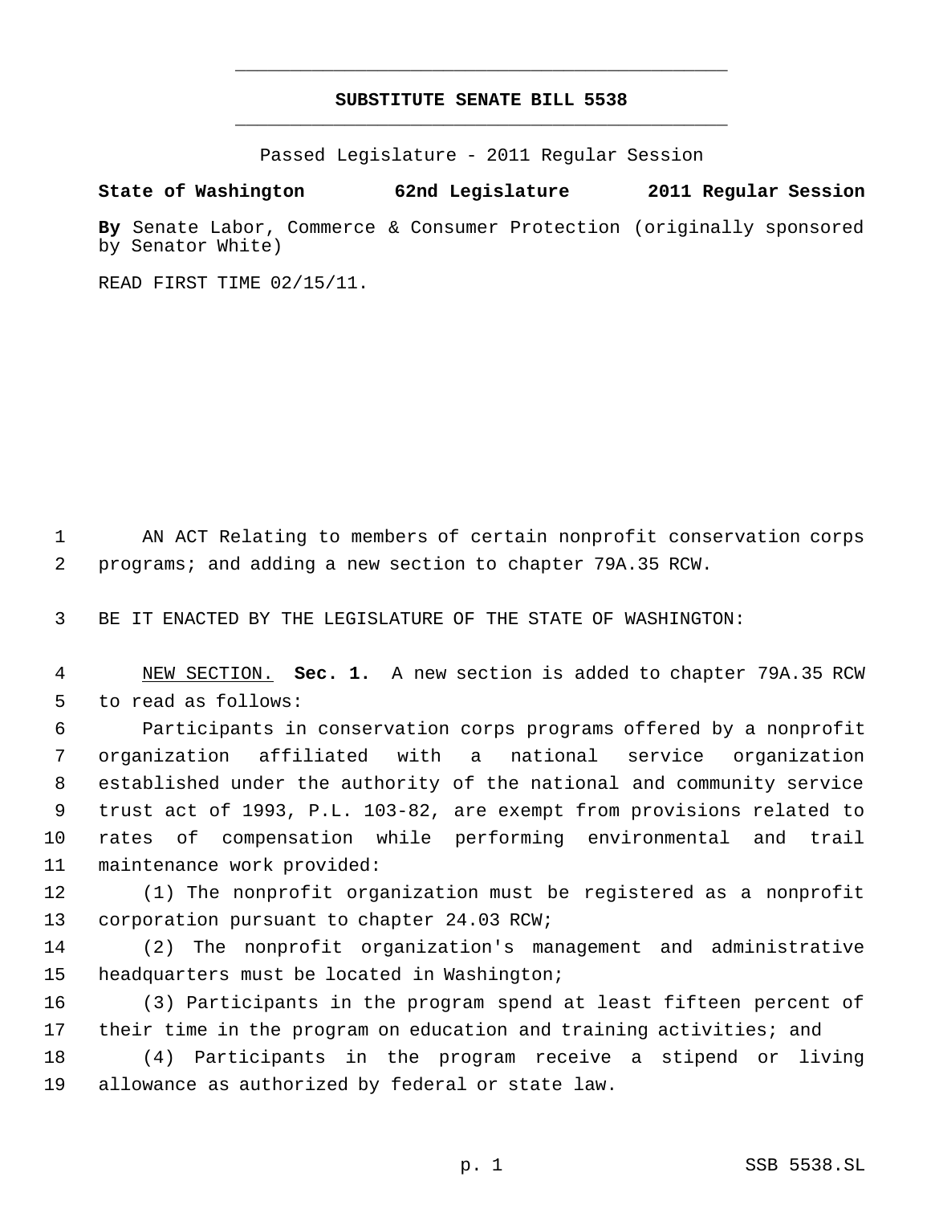# SUBSTITUTE SENATE BILL 5538

Passed Legislature - 2011 Regular Session

**State of Washington 62nd Legislature 2011 Regular Session**

**By** Senate Labor, Commerce & Consumer Protection (originally sponsored by Senator White)

READ FIRST TIME 02/15/11.

AN ACT Relating to members of certain nonprofit conservation corps programs; and adding a new section to chapter 79A.35 RCW.

BE IT ENACTED BY THE LEGISLATURE OF THE STATE OF WASHINGTON:

NEW SECTION. **Sec. 1.** A new section is added to chapter 79A.35 RCW to read as follows:

Participants in conservation corps programs offered by a nonprofit organization affiliated with a national service organization established under the authority of the national and community service trust act of 1993, P.L. 103-82, are exempt from provisions related to rates of compensation while performing environmental and trail maintenance work provided:

(1) The nonprofit organization must be registered as a nonprofit corporation pursuant to chapter 24.03 RCW;

(2) The nonprofit organization's management and administrative headquarters must be located in Washington;

(3) Participants in the program spend at least fifteen percent of their time in the program on education and training activities; and

(4) Participants in the program receive a stipend or living allowance as authorized by federal or state law.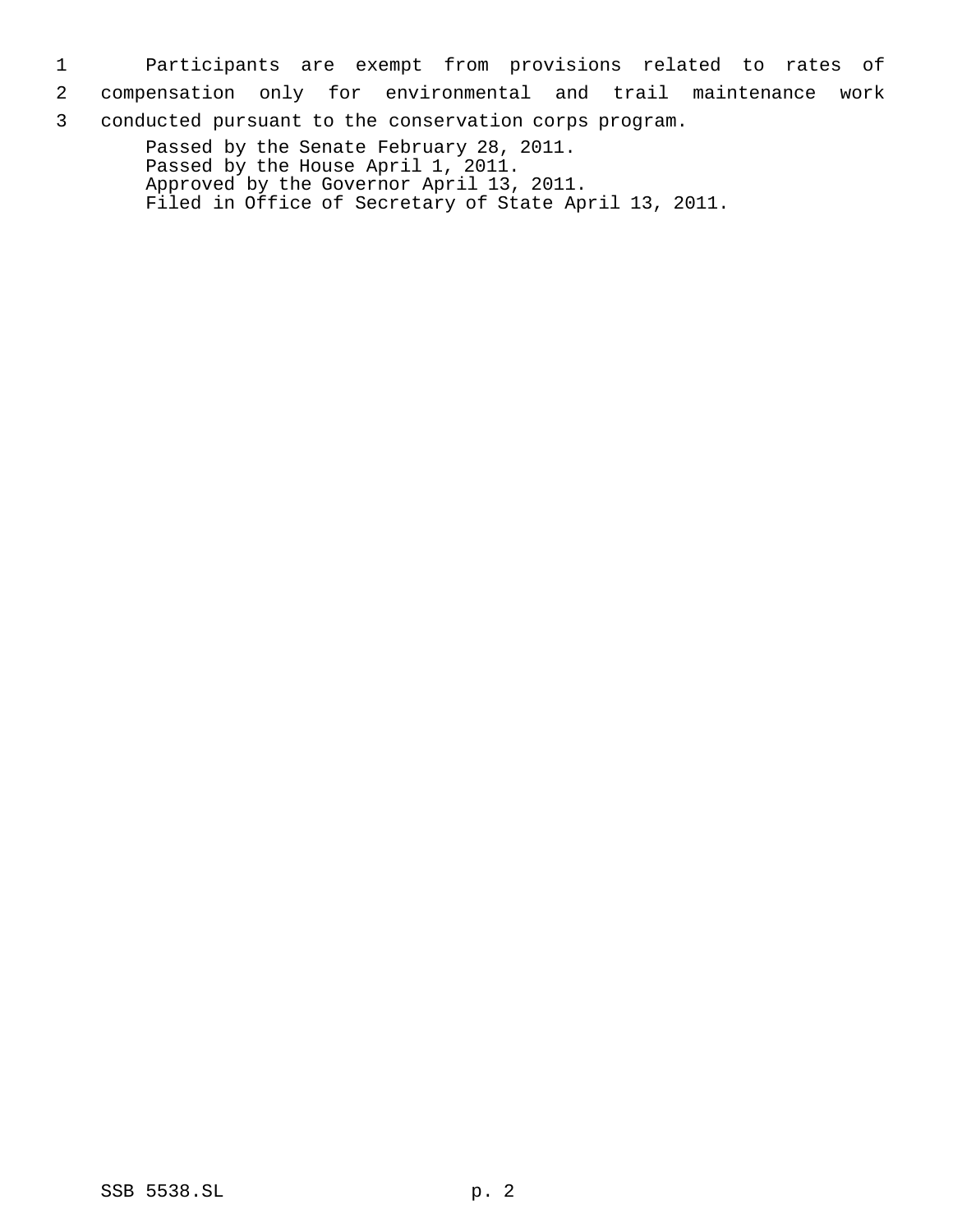Participants are exempt from provisions related to rates of compensation only for environmental and trail maintenance work conducted pursuant to the conservation corps program.

Passed by the Senate February 28, 2011.
Passed by the House April 1, 2011.
Approved by the Governor April 13, 2011.
Filed in Office of Secretary of State April 13, 2011.